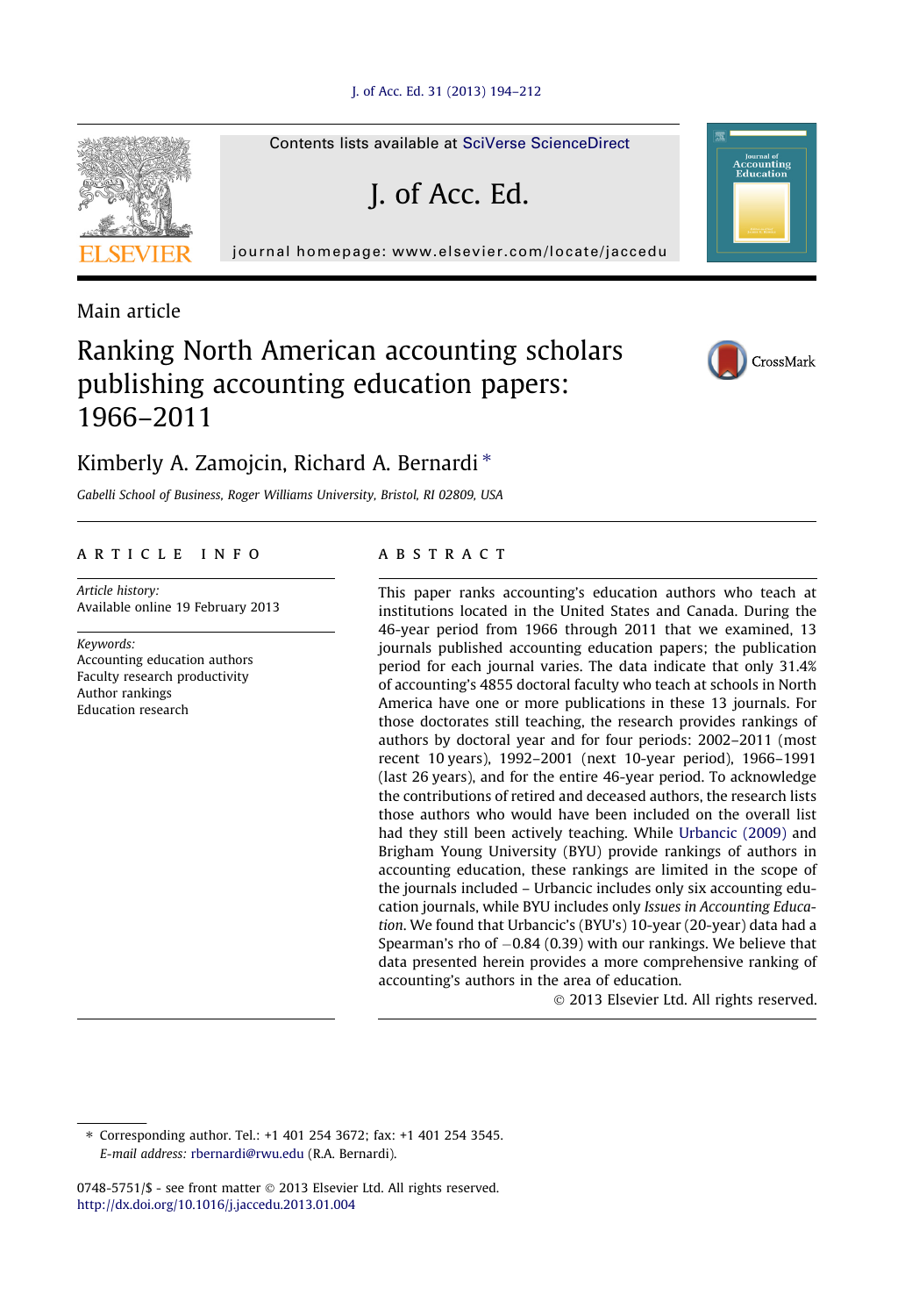Main article

# Ranking North American accounting scholars publishing accounting education papers: 1966–2011

Kimberly A. Zamojcin, Richard A. Bernardi *

*Gabelli School of Business, Roger Williams University, Bristol, RI 02809, USA*

---

**ARTICLE INFO**

*Article history:*
Available online 19 February 2013

*Keywords:*
Accounting education authors
Faculty research productivity
Author rankings
Education research

**ABSTRACT**

This paper ranks accounting's education authors who teach at institutions located in the United States and Canada. During the 46-year period from 1966 through 2011 that we examined, 13 journals published accounting education papers; the publication period for each journal varies. The data indicate that only 31.4% of accounting's 4855 doctoral faculty who teach at schools in North America have one or more publications in these 13 journals. For those doctorates still teaching, the research provides rankings of authors by doctoral year and for four periods: 2002–2011 (most recent 10 years), 1992–2001 (next 10-year period), 1966–1991 (last 26 years), and for the entire 46-year period. To acknowledge the contributions of retired and deceased authors, the research lists those authors who would have been included on the overall list had they still been actively teaching. While Urbancic (2009) and Brigham Young University (BYU) provide rankings of authors in accounting education, these rankings are limited in the scope of the journals included – Urbancic includes only six accounting education journals, while BYU includes only *Issues in Accounting Education*. We found that Urbancic's (BYU's) 10-year (20-year) data had a Spearman's rho of −0.84 (0.39) with our rankings. We believe that data presented herein provides a more comprehensive ranking of accounting's authors in the area of education.

© 2013 Elsevier Ltd. All rights reserved.

---

* Corresponding author. Tel.: +1 401 254 3672; fax: +1 401 254 3545.
*E-mail address:* rbernardi@rwu.edu (R.A. Bernardi).

0748-5751/$ - see front matter © 2013 Elsevier Ltd. All rights reserved.
http://dx.doi.org/10.1016/j.jaccedu.2013.01.004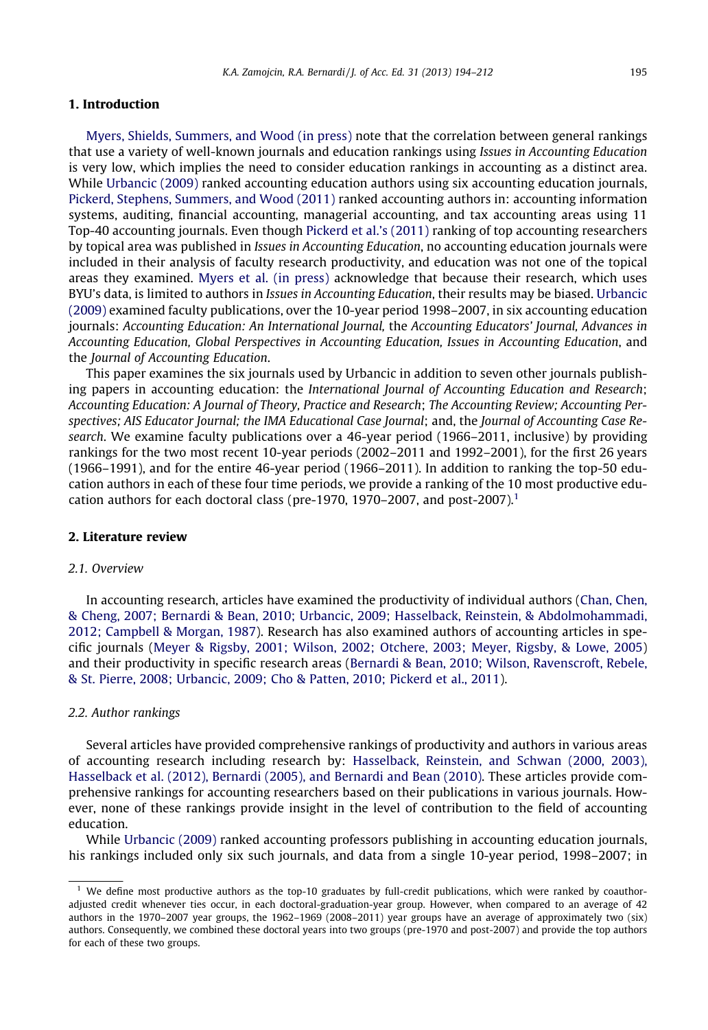## 1. Introduction

Myers, Shields, Summers, and Wood (in press) note that the correlation between general rankings that use a variety of well-known journals and education rankings using *Issues in Accounting Education* is very low, which implies the need to consider education rankings in accounting as a distinct area. While Urbancic (2009) ranked accounting education authors using six accounting education journals, Pickerd, Stephens, Summers, and Wood (2011) ranked accounting authors in: accounting information systems, auditing, financial accounting, managerial accounting, and tax accounting areas using 11 Top-40 accounting journals. Even though Pickerd et al.'s (2011) ranking of top accounting researchers by topical area was published in *Issues in Accounting Education*, no accounting education journals were included in their analysis of faculty research productivity, and education was not one of the topical areas they examined. Myers et al. (in press) acknowledge that because their research, which uses BYU's data, is limited to authors in *Issues in Accounting Education*, their results may be biased. Urbancic (2009) examined faculty publications, over the 10-year period 1998–2007, in six accounting education journals: *Accounting Education: An International Journal*, the *Accounting Educators' Journal*, *Advances in Accounting Education*, *Global Perspectives in Accounting Education*, *Issues in Accounting Education*, and the *Journal of Accounting Education*.

This paper examines the six journals used by Urbancic in addition to seven other journals publishing papers in accounting education: the *International Journal of Accounting Education and Research*; *Accounting Education: A Journal of Theory, Practice and Research*; *The Accounting Review; Accounting Perspectives; AIS Educator Journal; the IMA Educational Case Journal*; and, the *Journal of Accounting Case Research*. We examine faculty publications over a 46-year period (1966–2011, inclusive) by providing rankings for the two most recent 10-year periods (2002–2011 and 1992–2001), for the first 26 years (1966–1991), and for the entire 46-year period (1966–2011). In addition to ranking the top-50 education authors in each of these four time periods, we provide a ranking of the 10 most productive education authors for each doctoral class (pre-1970, 1970–2007, and post-2007).[1]

## 2. Literature review

### 2.1. Overview

In accounting research, articles have examined the productivity of individual authors (Chan, Chen, & Cheng, 2007; Bernardi & Bean, 2010; Urbancic, 2009; Hasselback, Reinstein, & Abdolmohammadi, 2012; Campbell & Morgan, 1987). Research has also examined authors of accounting articles in specific journals (Meyer & Rigsby, 2001; Wilson, 2002; Otchere, 2003; Meyer, Rigsby, & Lowe, 2005) and their productivity in specific research areas (Bernardi & Bean, 2010; Wilson, Ravenscroft, Rebele, & St. Pierre, 2008; Urbancic, 2009; Cho & Patten, 2010; Pickerd et al., 2011).

### 2.2. Author rankings

Several articles have provided comprehensive rankings of productivity and authors in various areas of accounting research including research by: Hasselback, Reinstein, and Schwan (2000, 2003), Hasselback et al. (2012), Bernardi (2005), and Bernardi and Bean (2010). These articles provide comprehensive rankings for accounting researchers based on their publications in various journals. However, none of these rankings provide insight in the level of contribution to the field of accounting education.

While Urbancic (2009) ranked accounting professors publishing in accounting education journals, his rankings included only six such journals, and data from a single 10-year period, 1998–2007; in

---

[1] We define most productive authors as the top-10 graduates by full-credit publications, which were ranked by coauthor-adjusted credit whenever ties occur, in each doctoral-graduation-year group. However, when compared to an average of 42 authors in the 1970–2007 year groups, the 1962–1969 (2008–2011) year groups have an average of approximately two (six) authors. Consequently, we combined these doctoral years into two groups (pre-1970 and post-2007) and provide the top authors for each of these two groups.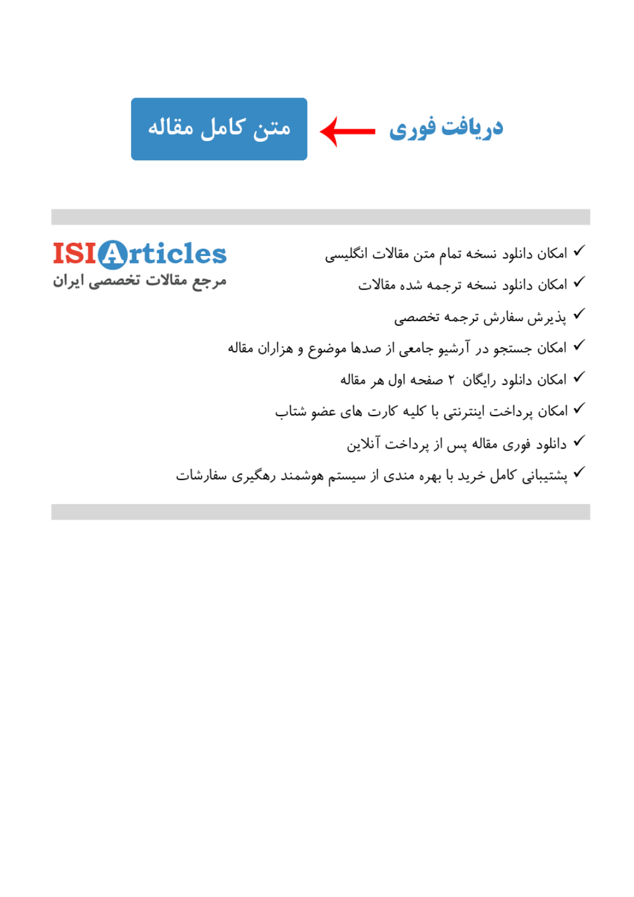دریافت فوری ← **متن کامل مقاله**

**ISIArticles**
مرجع مقالات تخصصی ایران

- ✓ امکان دانلود نسخه تمام متن مقالات انگلیسی
- ✓ امکان دانلود نسخه ترجمه شده مقالات
- ✓ پذیرش سفارش ترجمه تخصصی
- ✓ امکان جستجو در آرشیو جامعی از صدها موضوع و هزاران مقاله
- ✓ امکان دانلود رایگان ۲ صفحه اول هر مقاله
- ✓ امکان پرداخت اینترنتی با کلیه کارت های عضو شتاب
- ✓ دانلود فوری مقاله پس از پرداخت آنلاین
- ✓ پشتیبانی کامل خرید با بهره مندی از سیستم هوشمند رهگیری سفارشات